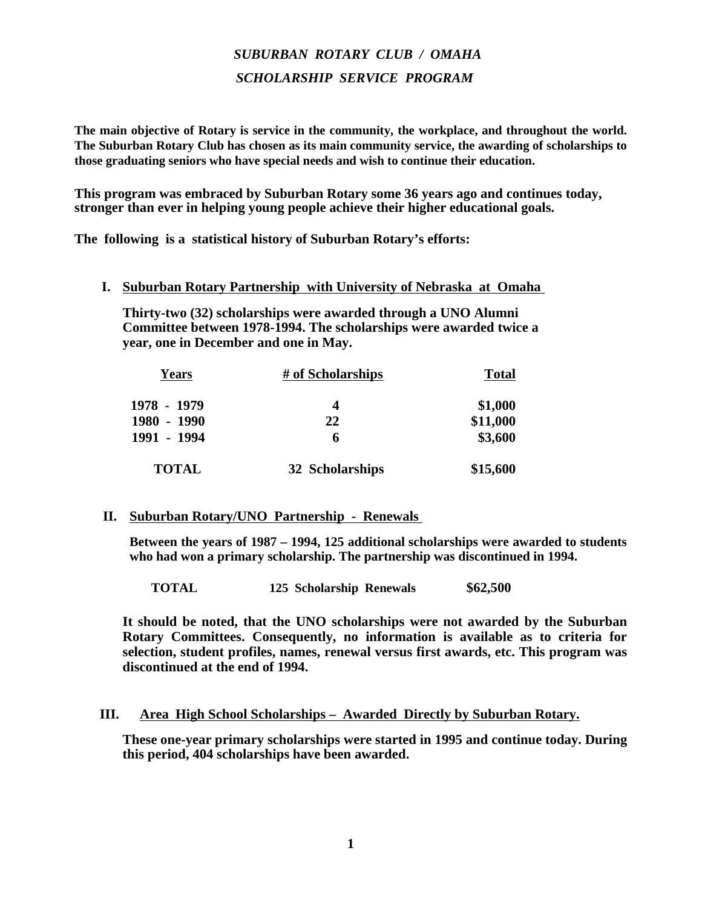# *SUBURBAN ROTARY CLUB / OMAHA*

## *SCHOLARSHIP SERVICE PROGRAM*

**The main objective of Rotary is service in the community, the workplace, and throughout the world. The Suburban Rotary Club has chosen as its main community service, the awarding of scholarships to those graduating seniors who have special needs and wish to continue their education.**

**This program was embraced by Suburban Rotary some 36 years ago and continues today, stronger than ever in helping young people achieve their higher educational goals.**

**The following is a statistical history of Suburban Rotary's efforts:**

### I. Suburban Rotary Partnership with University of Nebraska at Omaha

**Thirty-two (32) scholarships were awarded through a UNO Alumni Committee between 1978-1994. The scholarships were awarded twice a year, one in December and one in May.**

| Years | # of Scholarships | Total |
|---|---|---|
| 1978 - 1979 | 4 | $1,000 |
| 1980 - 1990 | 22 | $11,000 |
| 1991 - 1994 | 6 | $3,600 |
| **TOTAL** | **32 Scholarships** | **$15,600** |

### II. Suburban Rotary/UNO Partnership - Renewals

**Between the years of 1987 – 1994, 125 additional scholarships were awarded to students who had won a primary scholarship. The partnership was discontinued in 1994.**

| TOTAL | 125 Scholarship Renewals | $62,500 |
|---|---|---|

**It should be noted, that the UNO scholarships were not awarded by the Suburban Rotary Committees. Consequently, no information is available as to criteria for selection, student profiles, names, renewal versus first awards, etc. This program was discontinued at the end of 1994.**

### III. Area High School Scholarships – Awarded Directly by Suburban Rotary.

**These one-year primary scholarships were started in 1995 and continue today. During this period, 404 scholarships have been awarded.**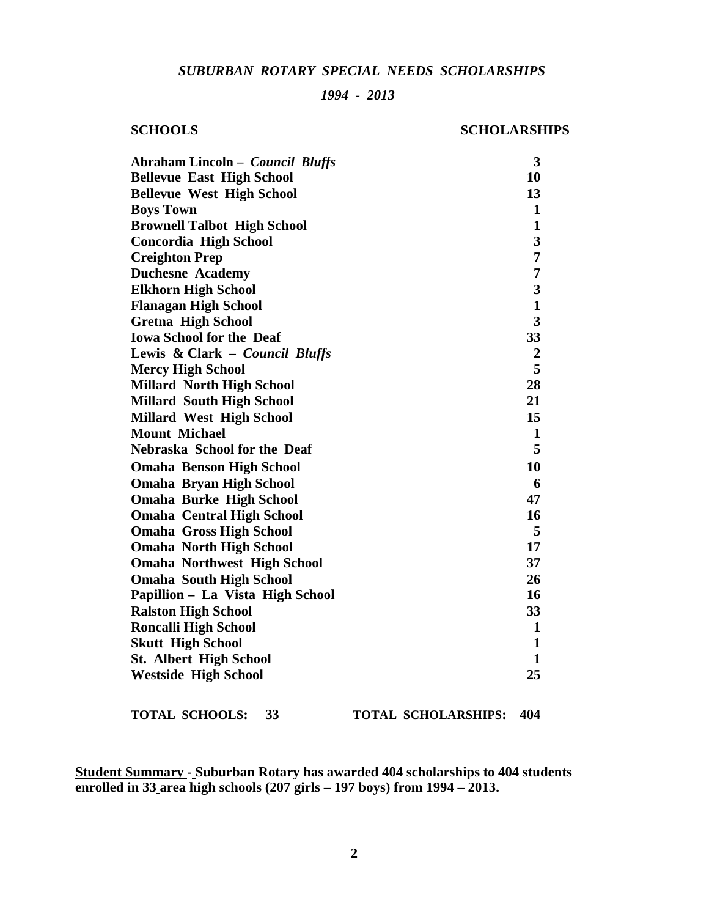## *SUBURBAN ROTARY SPECIAL NEEDS SCHOLARSHIPS*

### *1994 - 2013*

| SCHOOLS | SCHOLARSHIPS |
|---|---|
| **Abraham Lincoln – *Council Bluffs*** | **3** |
| **Bellevue East High School** | **10** |
| **Bellevue West High School** | **13** |
| **Boys Town** | **1** |
| **Brownell Talbot High School** | **1** |
| **Concordia High School** | **3** |
| **Creighton Prep** | **7** |
| **Duchesne Academy** | **7** |
| **Elkhorn High School** | **3** |
| **Flanagan High School** | **1** |
| **Gretna High School** | **3** |
| **Iowa School for the Deaf** | **33** |
| **Lewis & Clark – *Council Bluffs*** | **2** |
| **Mercy High School** | **5** |
| **Millard North High School** | **28** |
| **Millard South High School** | **21** |
| **Millard West High School** | **15** |
| **Mount Michael** | **1** |
| **Nebraska School for the Deaf** | **5** |
| **Omaha Benson High School** | **10** |
| **Omaha Bryan High School** | **6** |
| **Omaha Burke High School** | **47** |
| **Omaha Central High School** | **16** |
| **Omaha Gross High School** | **5** |
| **Omaha North High School** | **17** |
| **Omaha Northwest High School** | **37** |
| **Omaha South High School** | **26** |
| **Papillion – La Vista High School** | **16** |
| **Ralston High School** | **33** |
| **Roncalli High School** | **1** |
| **Skutt High School** | **1** |
| **St. Albert High School** | **1** |
| **Westside High School** | **25** |

**TOTAL SCHOOLS: 33** **TOTAL SCHOLARSHIPS: 404**

**Student Summary - Suburban Rotary has awarded 404 scholarships to 404 students enrolled in 33 area high schools (207 girls – 197 boys) from 1994 – 2013.**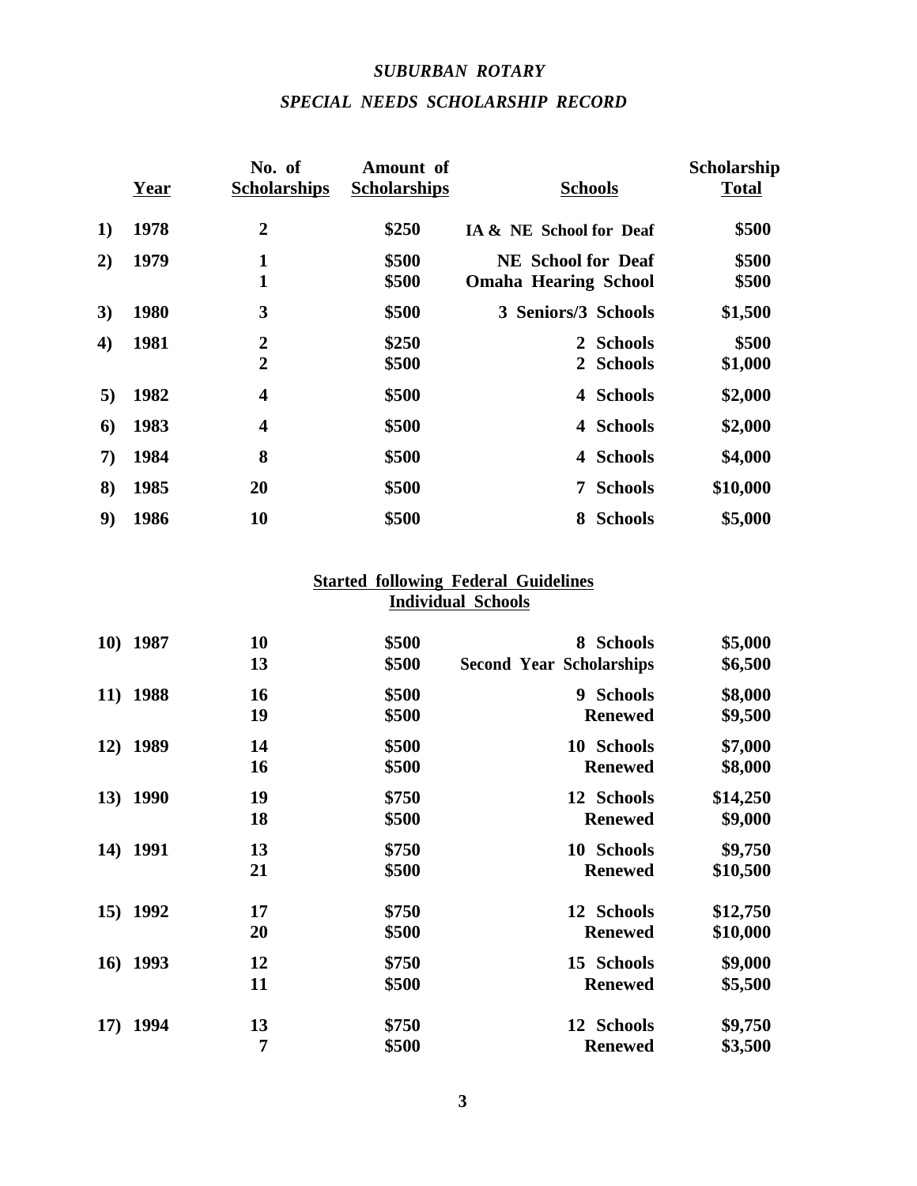# *SUBURBAN ROTARY*

## *SPECIAL NEEDS SCHOLARSHIP RECORD*

| | Year | No. of Scholarships | Amount of Scholarships | Schools | Scholarship Total |
|---|---|---|---|---|---|
| 1) | 1978 | 2 | $250 | IA & NE School for Deaf | $500 |
| 2) | 1979 | 1 | $500 | NE School for Deaf | $500 |
| | | 1 | $500 | Omaha Hearing School | $500 |
| 3) | 1980 | 3 | $500 | 3 Seniors/3 Schools | $1,500 |
| 4) | 1981 | 2 | $250 | 2 Schools | $500 |
| | | 2 | $500 | 2 Schools | $1,000 |
| 5) | 1982 | 4 | $500 | 4 Schools | $2,000 |
| 6) | 1983 | 4 | $500 | 4 Schools | $2,000 |
| 7) | 1984 | 8 | $500 | 4 Schools | $4,000 |
| 8) | 1985 | 20 | $500 | 7 Schools | $10,000 |
| 9) | 1986 | 10 | $500 | 8 Schools | $5,000 |

**Started following Federal Guidelines**
**Individual Schools**

| | Year | No. of Scholarships | Amount of Scholarships | Schools | Scholarship Total |
|---|---|---|---|---|---|
| 10) | 1987 | 10 | $500 | 8 Schools | $5,000 |
| | | 13 | $500 | Second Year Scholarships | $6,500 |
| 11) | 1988 | 16 | $500 | 9 Schools | $8,000 |
| | | 19 | $500 | Renewed | $9,500 |
| 12) | 1989 | 14 | $500 | 10 Schools | $7,000 |
| | | 16 | $500 | Renewed | $8,000 |
| 13) | 1990 | 19 | $750 | 12 Schools | $14,250 |
| | | 18 | $500 | Renewed | $9,000 |
| 14) | 1991 | 13 | $750 | 10 Schools | $9,750 |
| | | 21 | $500 | Renewed | $10,500 |
| 15) | 1992 | 17 | $750 | 12 Schools | $12,750 |
| | | 20 | $500 | Renewed | $10,000 |
| 16) | 1993 | 12 | $750 | 15 Schools | $9,000 |
| | | 11 | $500 | Renewed | $5,500 |
| 17) | 1994 | 13 | $750 | 12 Schools | $9,750 |
| | | 7 | $500 | Renewed | $3,500 |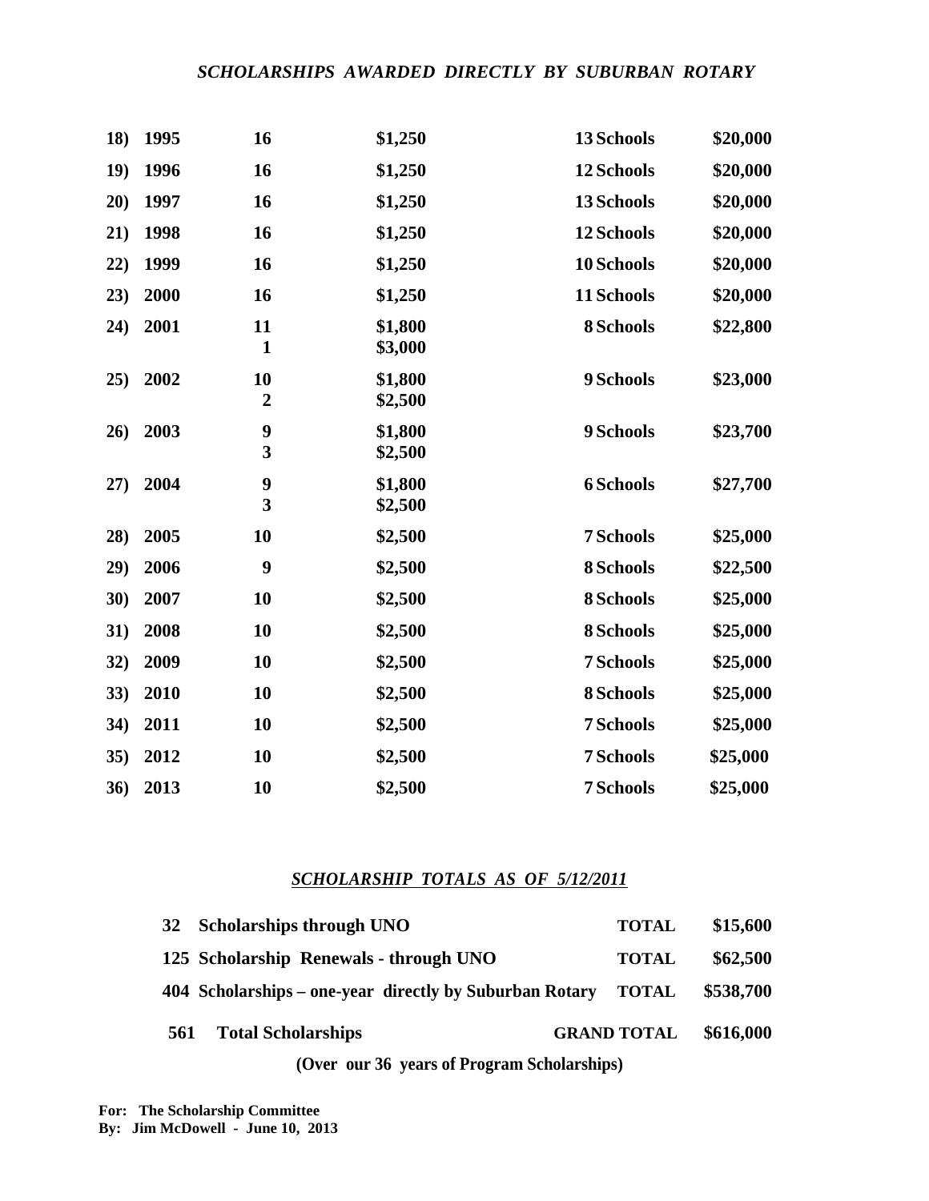## *SCHOLARSHIPS AWARDED DIRECTLY BY SUBURBAN ROTARY*

| | | | | | |
|---|---|---|---|---|---|
| **18)** | **1995** | **16** | **$1,250** | **13 Schools** | **$20,000** |
| **19)** | **1996** | **16** | **$1,250** | **12 Schools** | **$20,000** |
| **20)** | **1997** | **16** | **$1,250** | **13 Schools** | **$20,000** |
| **21)** | **1998** | **16** | **$1,250** | **12 Schools** | **$20,000** |
| **22)** | **1999** | **16** | **$1,250** | **10 Schools** | **$20,000** |
| **23)** | **2000** | **16** | **$1,250** | **11 Schools** | **$20,000** |
| **24)** | **2001** | **11**<br>**1** | **$1,800**<br>**$3,000** | **8 Schools** | **$22,800** |
| **25)** | **2002** | **10**<br>**2** | **$1,800**<br>**$2,500** | **9 Schools** | **$23,000** |
| **26)** | **2003** | **9**<br>**3** | **$1,800**<br>**$2,500** | **9 Schools** | **$23,700** |
| **27)** | **2004** | **9**<br>**3** | **$1,800**<br>**$2,500** | **6 Schools** | **$27,700** |
| **28)** | **2005** | **10** | **$2,500** | **7 Schools** | **$25,000** |
| **29)** | **2006** | **9** | **$2,500** | **8 Schools** | **$22,500** |
| **30)** | **2007** | **10** | **$2,500** | **8 Schools** | **$25,000** |
| **31)** | **2008** | **10** | **$2,500** | **8 Schools** | **$25,000** |
| **32)** | **2009** | **10** | **$2,500** | **7 Schools** | **$25,000** |
| **33)** | **2010** | **10** | **$2,500** | **8 Schools** | **$25,000** |
| **34)** | **2011** | **10** | **$2,500** | **7 Schools** | **$25,000** |
| **35)** | **2012** | **10** | **$2,500** | **7 Schools** | **$25,000** |
| **36)** | **2013** | **10** | **$2,500** | **7 Schools** | **$25,000** |

## ***SCHOLARSHIP TOTALS AS OF 5/12/2011***

| | | | |
|---|---|---|---|
| **32** | **Scholarships through UNO** | **TOTAL** | **$15,600** |
| **125** | **Scholarship Renewals - through UNO** | **TOTAL** | **$62,500** |
| **404** | **Scholarships – one-year directly by Suburban Rotary** | **TOTAL** | **$538,700** |
| **561** | **Total Scholarships** | **GRAND TOTAL** | **$616,000** |

**(Over our 36 years of Program Scholarships)**

**For: The Scholarship Committee**
**By: Jim McDowell - June 10, 2013**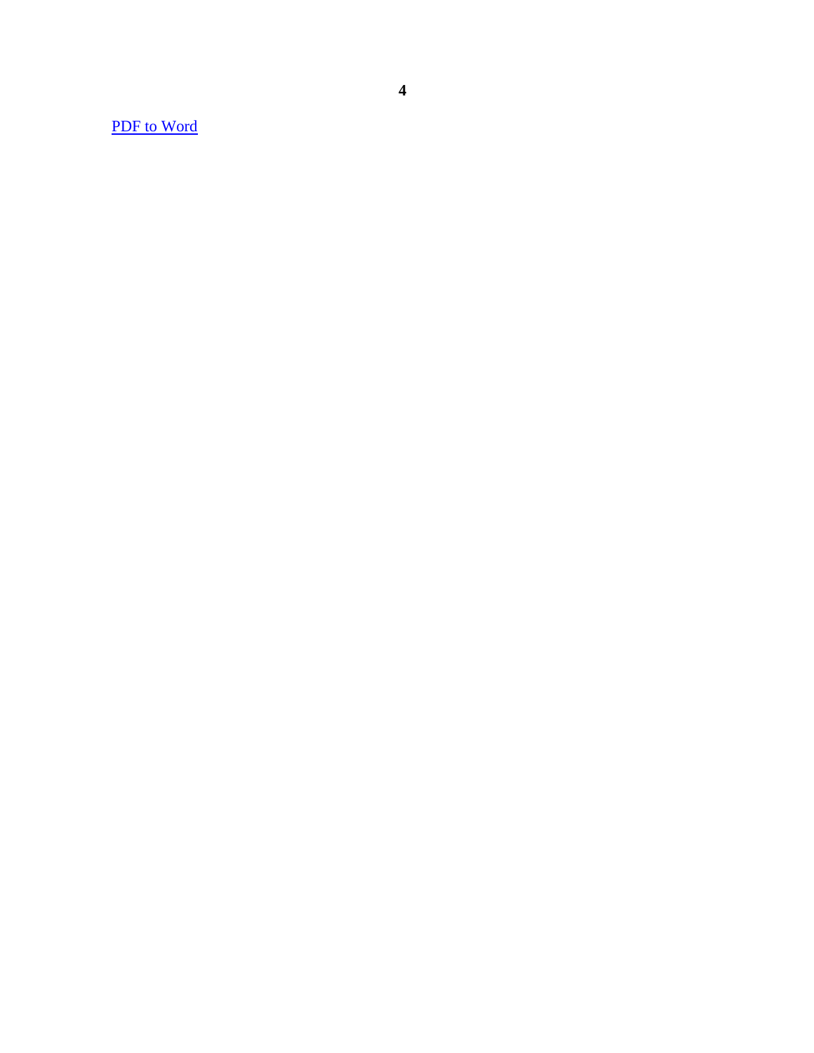[PDF to Word]